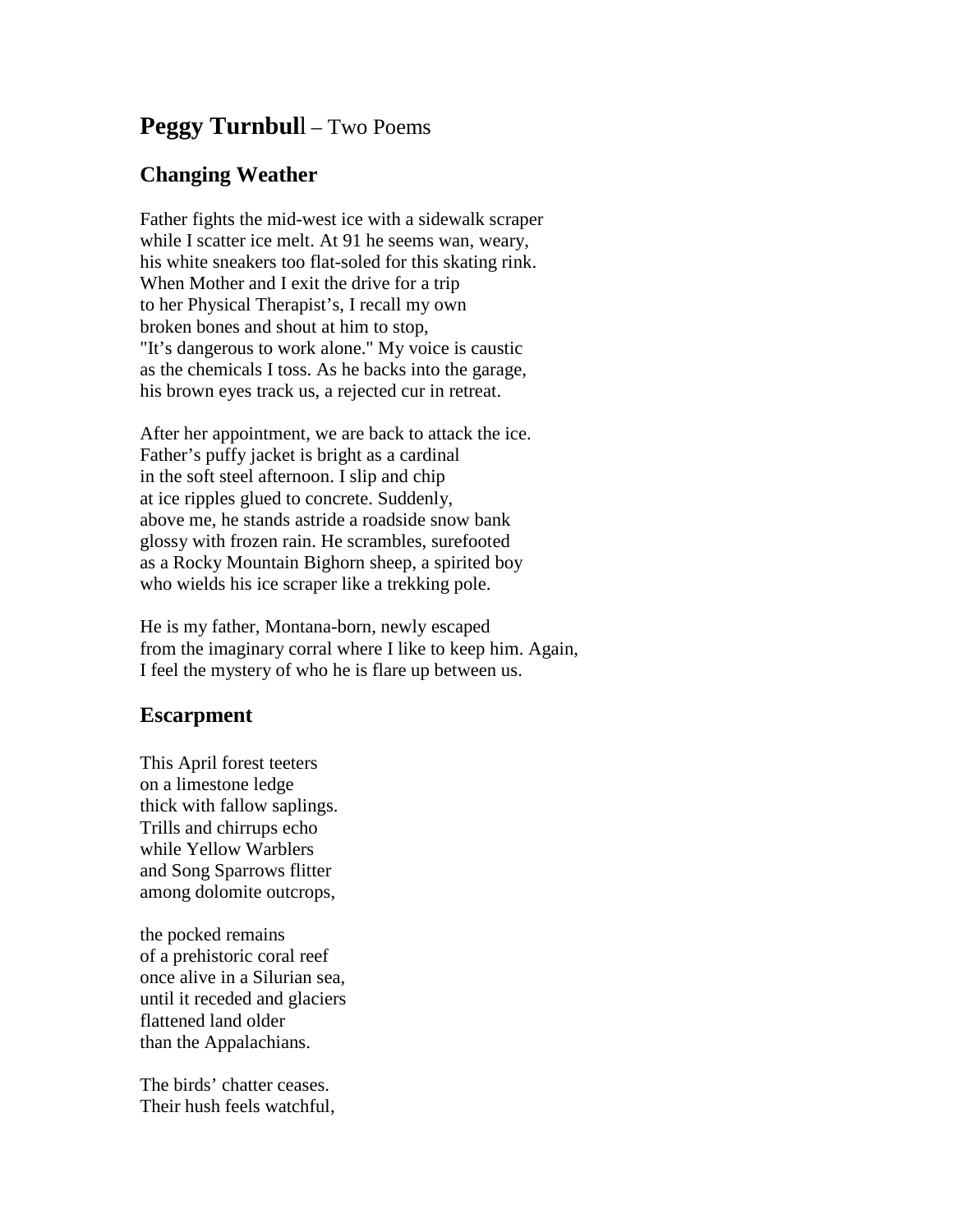# **Peggy Turnbull** – Two Poems

## Changing Weather

Father fights the mid-west ice with a sidewalk scraper  
while I scatter ice melt. At 91 he seems wan, weary,  
his white sneakers too flat-soled for this skating rink.  
When Mother and I exit the drive for a trip  
to her Physical Therapist's, I recall my own  
broken bones and shout at him to stop,  
"It's dangerous to work alone." My voice is caustic  
as the chemicals I toss. As he backs into the garage,  
his brown eyes track us, a rejected cur in retreat.

After her appointment, we are back to attack the ice.  
Father's puffy jacket is bright as a cardinal  
in the soft steel afternoon. I slip and chip  
at ice ripples glued to concrete. Suddenly,  
above me, he stands astride a roadside snow bank  
glossy with frozen rain. He scrambles, surefooted  
as a Rocky Mountain Bighorn sheep, a spirited boy  
who wields his ice scraper like a trekking pole.

He is my father, Montana-born, newly escaped  
from the imaginary corral where I like to keep him. Again,  
I feel the mystery of who he is flare up between us.

## Escarpment

This April forest teeters  
on a limestone ledge  
thick with fallow saplings.  
Trills and chirrups echo  
while Yellow Warblers  
and Song Sparrows flitter  
among dolomite outcrops,

the pocked remains  
of a prehistoric coral reef  
once alive in a Silurian sea,  
until it receded and glaciers  
flattened land older  
than the Appalachians.

The birds' chatter ceases.  
Their hush feels watchful,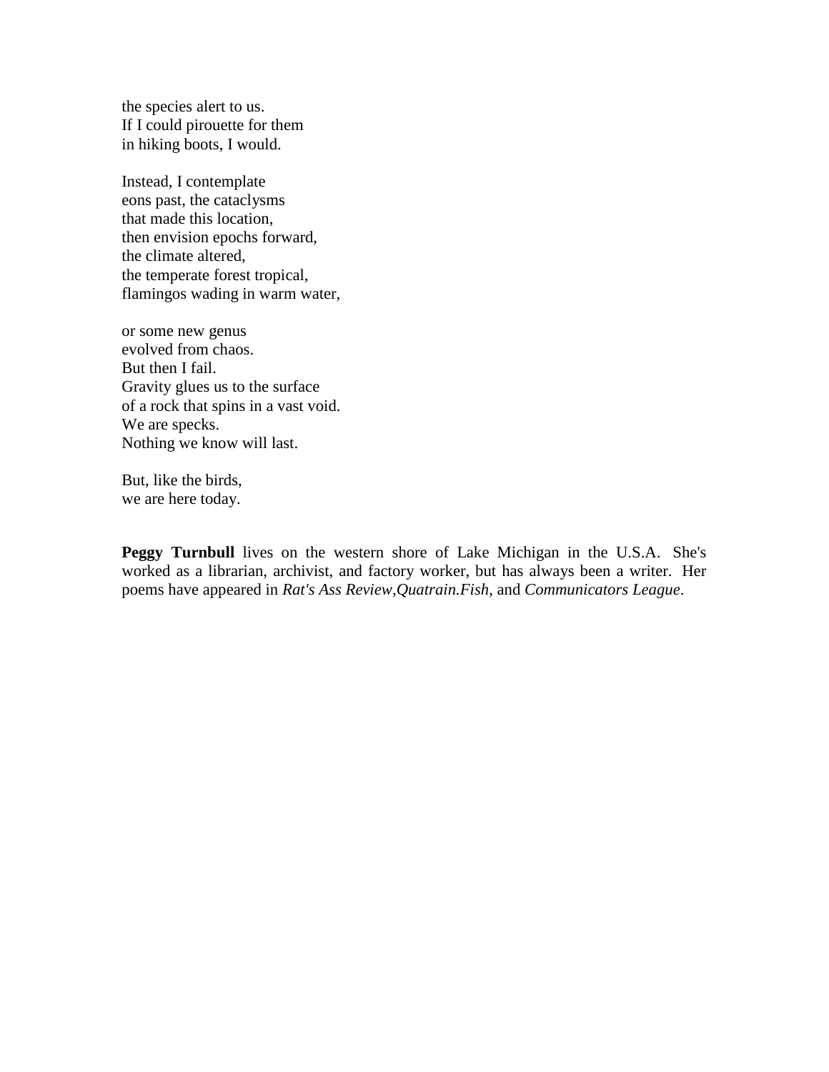the species alert to us.
If I could pirouette for them
in hiking boots, I would.

Instead, I contemplate
eons past, the cataclysms
that made this location,
then envision epochs forward,
the climate altered,
the temperate forest tropical,
flamingos wading in warm water,

or some new genus
evolved from chaos.
But then I fail.
Gravity glues us to the surface
of a rock that spins in a vast void.
We are specks.
Nothing we know will last.

But, like the birds,
we are here today.

**Peggy Turnbull** lives on the western shore of Lake Michigan in the U.S.A. She's worked as a librarian, archivist, and factory worker, but has always been a writer. Her poems have appeared in *Rat's Ass Review*,*Quatrain.Fish*, and *Communicators League*.